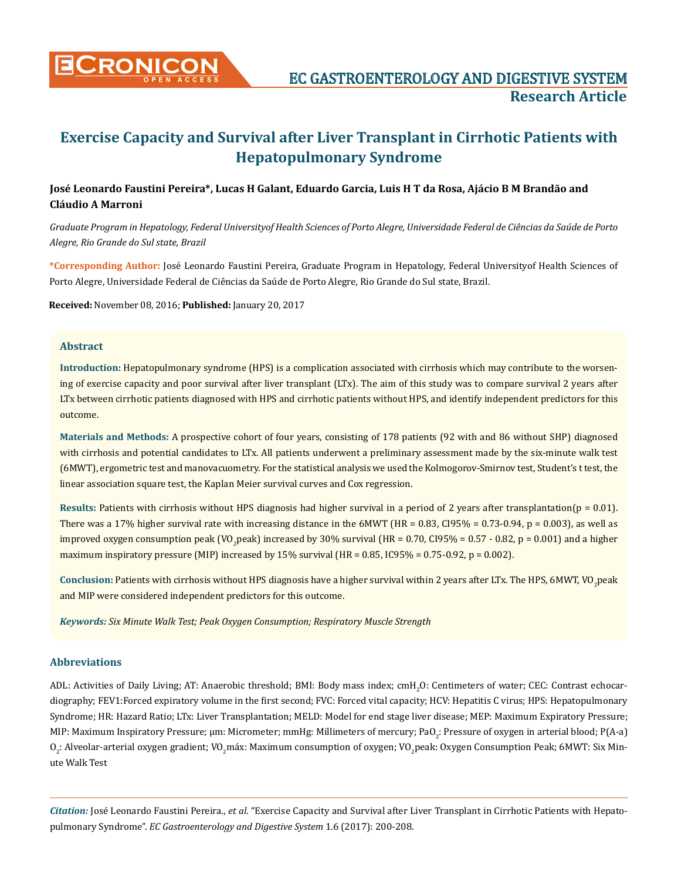# Exercise Capacity and Survival after Liver Transplant in Cirrhotic Patients with Hepatopulmonary Syndrome

**José Leonardo Faustini Pereira*, Lucas H Galant, Eduardo Garcia, Luis H T da Rosa, Ajácio B M Brandão and Cláudio A Marroni**

*Graduate Program in Hepatology, Federal Universityof Health Sciences of Porto Alegre, Universidade Federal de Ciências da Saúde de Porto Alegre, Rio Grande do Sul state, Brazil*

**\*Corresponding Author:** José Leonardo Faustini Pereira, Graduate Program in Hepatology, Federal Universityof Health Sciences of Porto Alegre, Universidade Federal de Ciências da Saúde de Porto Alegre, Rio Grande do Sul state, Brazil.

**Received:** November 08, 2016; **Published:** January 20, 2017

## Abstract

**Introduction:** Hepatopulmonary syndrome (HPS) is a complication associated with cirrhosis which may contribute to the worsening of exercise capacity and poor survival after liver transplant (LTx). The aim of this study was to compare survival 2 years after LTx between cirrhotic patients diagnosed with HPS and cirrhotic patients without HPS, and identify independent predictors for this outcome.

**Materials and Methods:** A prospective cohort of four years, consisting of 178 patients (92 with and 86 without SHP) diagnosed with cirrhosis and potential candidates to LTx. All patients underwent a preliminary assessment made by the six-minute walk test (6MWT), ergometric test and manovacuometry. For the statistical analysis we used the Kolmogorov-Smirnov test, Student's t test, the linear association square test, the Kaplan Meier survival curves and Cox regression.

**Results:** Patients with cirrhosis without HPS diagnosis had higher survival in a period of 2 years after transplantation($p = 0.01$). There was a 17% higher survival rate with increasing distance in the 6MWT (HR = 0.83, CI95% = 0.73-0.94, $p = 0.003$), as well as improved oxygen consumption peak ($VO_2$peak) increased by 30% survival (HR = 0.70, CI95% = 0.57 - 0.82, $p = 0.001$) and a higher maximum inspiratory pressure (MIP) increased by 15% survival (HR = 0.85, IC95% = 0.75-0.92, $p = 0.002$).

**Conclusion:** Patients with cirrhosis without HPS diagnosis have a higher survival within 2 years after LTx. The HPS, 6MWT, $VO_2$peak and MIP were considered independent predictors for this outcome.

***Keywords:*** *Six Minute Walk Test; Peak Oxygen Consumption; Respiratory Muscle Strength*

## Abbreviations

ADL: Activities of Daily Living; AT: Anaerobic threshold; BMI: Body mass index; $cmH_2O$: Centimeters of water; CEC: Contrast echocardiography; FEV1:Forced expiratory volume in the first second; FVC: Forced vital capacity; HCV: Hepatitis C virus; HPS: Hepatopulmonary Syndrome; HR: Hazard Ratio; LTx: Liver Transplantation; MELD: Model for end stage liver disease; MEP: Maximum Expiratory Pressure; MIP: Maximum Inspiratory Pressure; μm: Micrometer; mmHg: Millimeters of mercury; $PaO_2$: Pressure of oxygen in arterial blood; $P(A\text{-}a)O_2$: Alveolar-arterial oxygen gradient; $VO_2$máx: Maximum consumption of oxygen; $VO_2$peak: Oxygen Consumption Peak; 6MWT: Six Minute Walk Test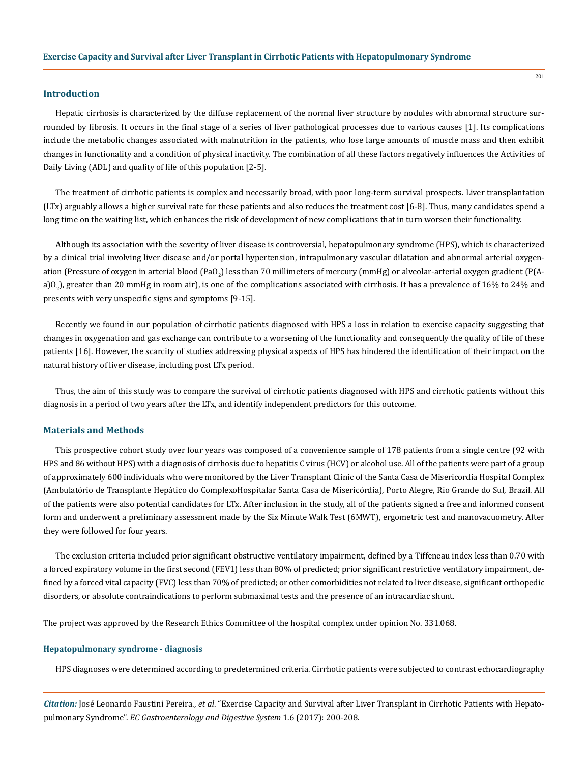## Introduction

Hepatic cirrhosis is characterized by the diffuse replacement of the normal liver structure by nodules with abnormal structure surrounded by fibrosis. It occurs in the final stage of a series of liver pathological processes due to various causes [1]. Its complications include the metabolic changes associated with malnutrition in the patients, who lose large amounts of muscle mass and then exhibit changes in functionality and a condition of physical inactivity. The combination of all these factors negatively influences the Activities of Daily Living (ADL) and quality of life of this population [2-5].

The treatment of cirrhotic patients is complex and necessarily broad, with poor long-term survival prospects. Liver transplantation (LTx) arguably allows a higher survival rate for these patients and also reduces the treatment cost [6-8]. Thus, many candidates spend a long time on the waiting list, which enhances the risk of development of new complications that in turn worsen their functionality.

Although its association with the severity of liver disease is controversial, hepatopulmonary syndrome (HPS), which is characterized by a clinical trial involving liver disease and/or portal hypertension, intrapulmonary vascular dilatation and abnormal arterial oxygenation (Pressure of oxygen in arterial blood ($PaO_2$) less than 70 millimeters of mercury (mmHg) or alveolar-arterial oxygen gradient ($P(A-a)O_2$), greater than 20 mmHg in room air), is one of the complications associated with cirrhosis. It has a prevalence of 16% to 24% and presents with very unspecific signs and symptoms [9-15].

Recently we found in our population of cirrhotic patients diagnosed with HPS a loss in relation to exercise capacity suggesting that changes in oxygenation and gas exchange can contribute to a worsening of the functionality and consequently the quality of life of these patients [16]. However, the scarcity of studies addressing physical aspects of HPS has hindered the identification of their impact on the natural history of liver disease, including post LTx period.

Thus, the aim of this study was to compare the survival of cirrhotic patients diagnosed with HPS and cirrhotic patients without this diagnosis in a period of two years after the LTx, and identify independent predictors for this outcome.

## Materials and Methods

This prospective cohort study over four years was composed of a convenience sample of 178 patients from a single centre (92 with HPS and 86 without HPS) with a diagnosis of cirrhosis due to hepatitis C virus (HCV) or alcohol use. All of the patients were part of a group of approximately 600 individuals who were monitored by the Liver Transplant Clinic of the Santa Casa de Misericordia Hospital Complex (Ambulatório de Transplante Hepático do ComplexoHospitalar Santa Casa de Misericórdia), Porto Alegre, Rio Grande do Sul, Brazil. All of the patients were also potential candidates for LTx. After inclusion in the study, all of the patients signed a free and informed consent form and underwent a preliminary assessment made by the Six Minute Walk Test (6MWT), ergometric test and manovacuometry. After they were followed for four years.

The exclusion criteria included prior significant obstructive ventilatory impairment, defined by a Tiffeneau index less than 0.70 with a forced expiratory volume in the first second (FEV1) less than 80% of predicted; prior significant restrictive ventilatory impairment, defined by a forced vital capacity (FVC) less than 70% of predicted; or other comorbidities not related to liver disease, significant orthopedic disorders, or absolute contraindications to perform submaximal tests and the presence of an intracardiac shunt.

The project was approved by the Research Ethics Committee of the hospital complex under opinion No. 331.068.

### Hepatopulmonary syndrome - diagnosis

HPS diagnoses were determined according to predetermined criteria. Cirrhotic patients were subjected to contrast echocardiography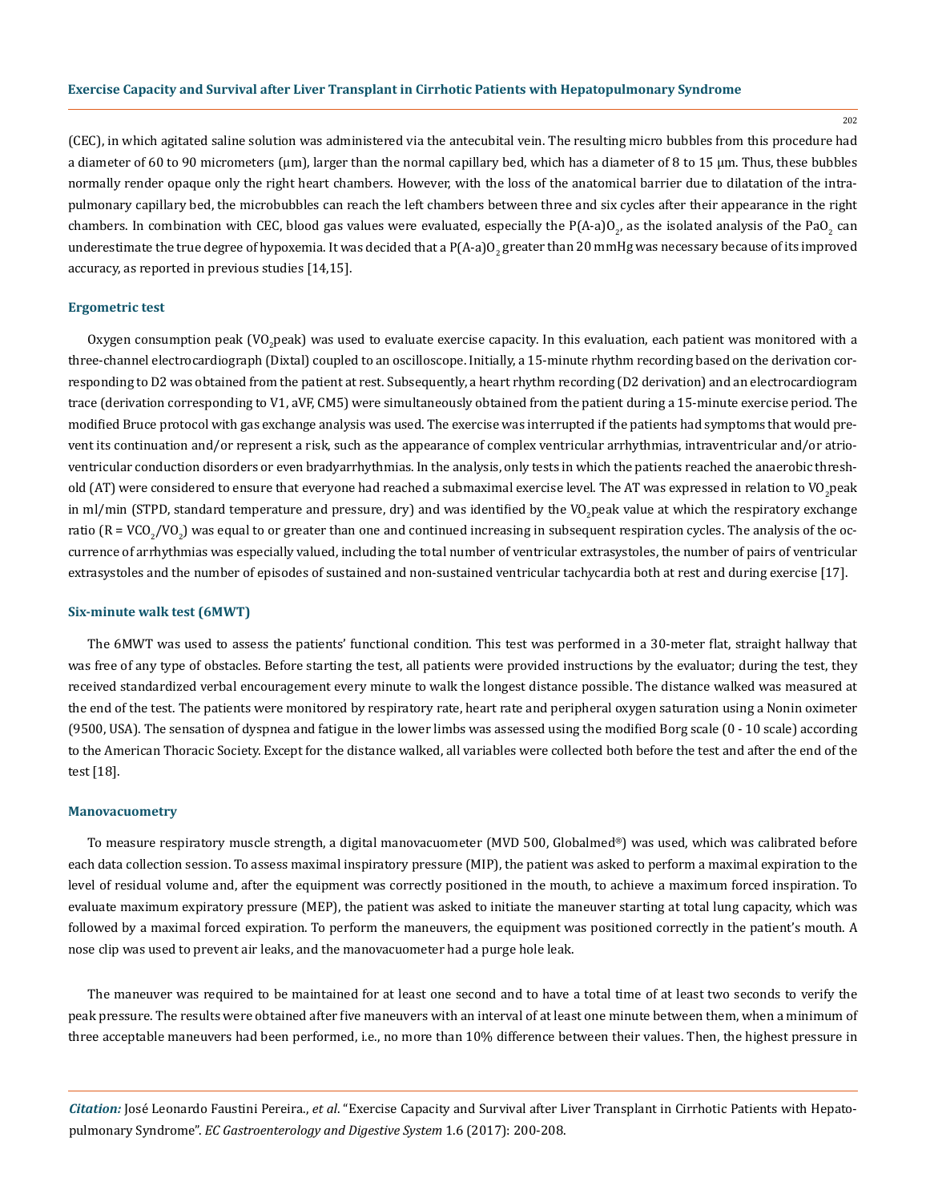(CEC), in which agitated saline solution was administered via the antecubital vein. The resulting micro bubbles from this procedure had a diameter of 60 to 90 micrometers (μm), larger than the normal capillary bed, which has a diameter of 8 to 15 μm. Thus, these bubbles normally render opaque only the right heart chambers. However, with the loss of the anatomical barrier due to dilatation of the intrapulmonary capillary bed, the microbubbles can reach the left chambers between three and six cycles after their appearance in the right chambers. In combination with CEC, blood gas values were evaluated, especially the $P(A\text{-}a)O_2$, as the isolated analysis of the $PaO_2$ can underestimate the true degree of hypoxemia. It was decided that a $P(A\text{-}a)O_2$ greater than 20 mmHg was necessary because of its improved accuracy, as reported in previous studies [14,15].

### Ergometric test

Oxygen consumption peak ($VO_2$peak) was used to evaluate exercise capacity. In this evaluation, each patient was monitored with a three-channel electrocardiograph (Dixtal) coupled to an oscilloscope. Initially, a 15-minute rhythm recording based on the derivation corresponding to D2 was obtained from the patient at rest. Subsequently, a heart rhythm recording (D2 derivation) and an electrocardiogram trace (derivation corresponding to V1, aVF, CM5) were simultaneously obtained from the patient during a 15-minute exercise period. The modified Bruce protocol with gas exchange analysis was used. The exercise was interrupted if the patients had symptoms that would prevent its continuation and/or represent a risk, such as the appearance of complex ventricular arrhythmias, intraventricular and/or atrioventricular conduction disorders or even bradyarrhythmias. In the analysis, only tests in which the patients reached the anaerobic threshold (AT) were considered to ensure that everyone had reached a submaximal exercise level. The AT was expressed in relation to $VO_2$peak in ml/min (STPD, standard temperature and pressure, dry) and was identified by the $VO_2$peak value at which the respiratory exchange ratio ($R = VCO_2/VO_2$) was equal to or greater than one and continued increasing in subsequent respiration cycles. The analysis of the occurrence of arrhythmias was especially valued, including the total number of ventricular extrasystoles, the number of pairs of ventricular extrasystoles and the number of episodes of sustained and non-sustained ventricular tachycardia both at rest and during exercise [17].

### Six-minute walk test (6MWT)

The 6MWT was used to assess the patients' functional condition. This test was performed in a 30-meter flat, straight hallway that was free of any type of obstacles. Before starting the test, all patients were provided instructions by the evaluator; during the test, they received standardized verbal encouragement every minute to walk the longest distance possible. The distance walked was measured at the end of the test. The patients were monitored by respiratory rate, heart rate and peripheral oxygen saturation using a Nonin oximeter (9500, USA). The sensation of dyspnea and fatigue in the lower limbs was assessed using the modified Borg scale (0 - 10 scale) according to the American Thoracic Society. Except for the distance walked, all variables were collected both before the test and after the end of the test [18].

### Manovacuometry

To measure respiratory muscle strength, a digital manovacuometer (MVD 500, Globalmed®) was used, which was calibrated before each data collection session. To assess maximal inspiratory pressure (MIP), the patient was asked to perform a maximal expiration to the level of residual volume and, after the equipment was correctly positioned in the mouth, to achieve a maximum forced inspiration. To evaluate maximum expiratory pressure (MEP), the patient was asked to initiate the maneuver starting at total lung capacity, which was followed by a maximal forced expiration. To perform the maneuvers, the equipment was positioned correctly in the patient's mouth. A nose clip was used to prevent air leaks, and the manovacuometer had a purge hole leak.

The maneuver was required to be maintained for at least one second and to have a total time of at least two seconds to verify the peak pressure. The results were obtained after five maneuvers with an interval of at least one minute between them, when a minimum of three acceptable maneuvers had been performed, i.e., no more than 10% difference between their values. Then, the highest pressure in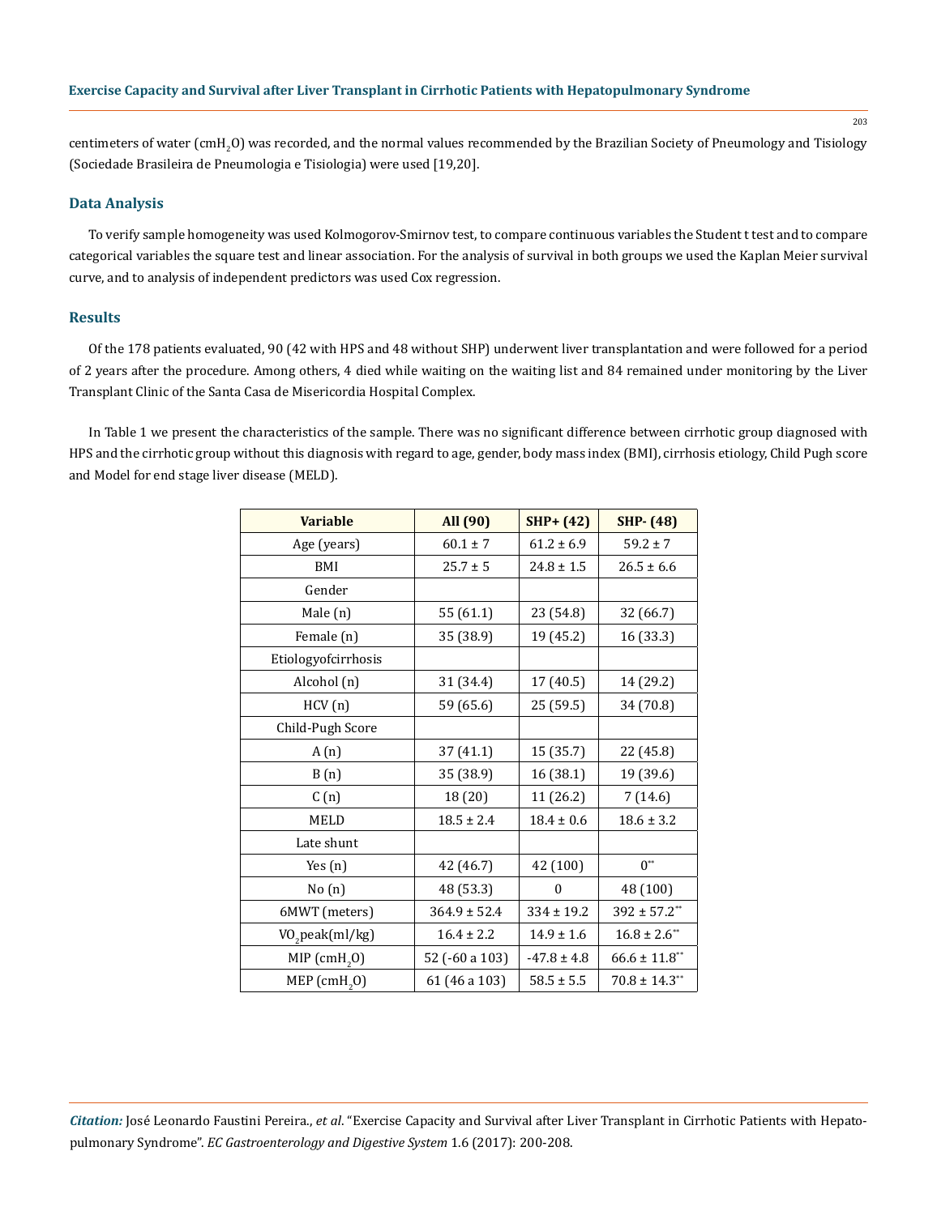centimeters of water ($cmH_2O$) was recorded, and the normal values recommended by the Brazilian Society of Pneumology and Tisiology (Sociedade Brasileira de Pneumologia e Tisiologia) were used [19,20].

## Data Analysis

To verify sample homogeneity was used Kolmogorov-Smirnov test, to compare continuous variables the Student t test and to compare categorical variables the square test and linear association. For the analysis of survival in both groups we used the Kaplan Meier survival curve, and to analysis of independent predictors was used Cox regression.

## Results

Of the 178 patients evaluated, 90 (42 with HPS and 48 without SHP) underwent liver transplantation and were followed for a period of 2 years after the procedure. Among others, 4 died while waiting on the waiting list and 84 remained under monitoring by the Liver Transplant Clinic of the Santa Casa de Misericordia Hospital Complex.

In Table 1 we present the characteristics of the sample. There was no significant difference between cirrhotic group diagnosed with HPS and the cirrhotic group without this diagnosis with regard to age, gender, body mass index (BMI), cirrhosis etiology, Child Pugh score and Model for end stage liver disease (MELD).

| Variable | All (90) | SHP+ (42) | SHP- (48) |
|---|---|---|---|
| Age (years) | 60.1 ± 7 | 61.2 ± 6.9 | 59.2 ± 7 |
| BMI | 25.7 ± 5 | 24.8 ± 1.5 | 26.5 ± 6.6 |
| Gender | | | |
| Male (n) | 55 (61.1) | 23 (54.8) | 32 (66.7) |
| Female (n) | 35 (38.9) | 19 (45.2) | 16 (33.3) |
| Etiologyofcirrhosis | | | |
| Alcohol (n) | 31 (34.4) | 17 (40.5) | 14 (29.2) |
| HCV (n) | 59 (65.6) | 25 (59.5) | 34 (70.8) |
| Child-Pugh Score | | | |
| A (n) | 37 (41.1) | 15 (35.7) | 22 (45.8) |
| B (n) | 35 (38.9) | 16 (38.1) | 19 (39.6) |
| C (n) | 18 (20) | 11 (26.2) | 7 (14.6) |
| MELD | 18.5 ± 2.4 | 18.4 ± 0.6 | 18.6 ± 3.2 |
| Late shunt | | | |
| Yes (n) | 42 (46.7) | 42 (100) | 0** |
| No (n) | 48 (53.3) | 0 | 48 (100) |
| 6MWT (meters) | 364.9 ± 52.4 | 334 ± 19.2 | 392 ± 57.2** |
| $VO_2$peak(ml/kg) | 16.4 ± 2.2 | 14.9 ± 1.6 | 16.8 ± 2.6** |
| MIP ($cmH_2O$) | 52 (-60 a 103) | -47.8 ± 4.8 | 66.6 ± 11.8** |
| MEP ($cmH_2O$) | 61 (46 a 103) | 58.5 ± 5.5 | 70.8 ± 14.3** |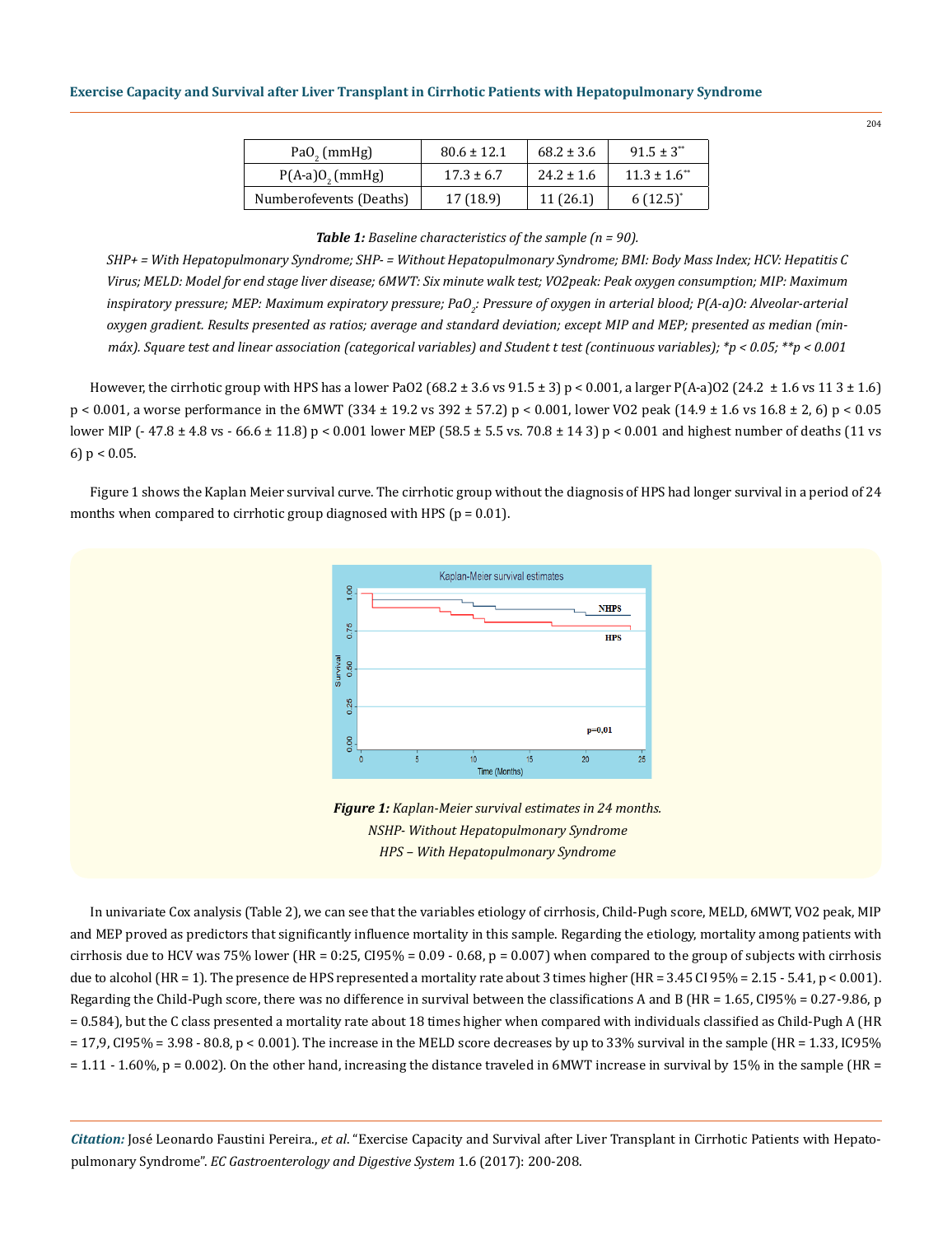| | | | |
|---|---|---|---|
| $PaO_2$ (mmHg) | 80.6 ± 12.1 | 68.2 ± 3.6 | 91.5 ± 3** |
| $P(A\text{-}a)O_2$ (mmHg) | 17.3 ± 6.7 | 24.2 ± 1.6 | 11.3 ± 1.6** |
| Numberofevents (Deaths) | 17 (18.9) | 11 (26.1) | 6 (12.5)* |

***Table 1:** Baseline characteristics of the sample (n = 90).*

*SHP+ = With Hepatopulmonary Syndrome; SHP- = Without Hepatopulmonary Syndrome; BMI: Body Mass Index; HCV: Hepatitis C Virus; MELD: Model for end stage liver disease; 6MWT: Six minute walk test; VO2peak: Peak oxygen consumption; MIP: Maximum inspiratory pressure; MEP: Maximum expiratory pressure; $PaO_2$: Pressure of oxygen in arterial blood; P(A-a)O: Alveolar-arterial oxygen gradient. Results presented as ratios; average and standard deviation; except MIP and MEP; presented as median (min-máx). Square test and linear association (categorical variables) and Student t test (continuous variables); *p < 0.05; **p < 0.001*

However, the cirrhotic group with HPS has a lower PaO2 (68.2 ± 3.6 vs 91.5 ± 3) p < 0.001, a larger P(A-a)O2 (24.2 ± 1.6 vs 11 3 ± 1.6) p < 0.001, a worse performance in the 6MWT (334 ± 19.2 vs 392 ± 57.2) p < 0.001, lower VO2 peak (14.9 ± 1.6 vs 16.8 ± 2, 6) p < 0.05 lower MIP (- 47.8 ± 4.8 vs - 66.6 ± 11.8) p < 0.001 lower MEP (58.5 ± 5.5 vs. 70.8 ± 14 3) p < 0.001 and highest number of deaths (11 vs 6) p < 0.05.

Figure 1 shows the Kaplan Meier survival curve. The cirrhotic group without the diagnosis of HPS had longer survival in a period of 24 months when compared to cirrhotic group diagnosed with HPS (p = 0.01).

***Figure 1:** Kaplan-Meier survival estimates in 24 months.*
*NSHP- Without Hepatopulmonary Syndrome*
*HPS – With Hepatopulmonary Syndrome*

In univariate Cox analysis (Table 2), we can see that the variables etiology of cirrhosis, Child-Pugh score, MELD, 6MWT, VO2 peak, MIP and MEP proved as predictors that significantly influence mortality in this sample. Regarding the etiology, mortality among patients with cirrhosis due to HCV was 75% lower (HR = 0:25, CI95% = 0.09 - 0.68, p = 0.007) when compared to the group of subjects with cirrhosis due to alcohol (HR = 1). The presence de HPS represented a mortality rate about 3 times higher (HR = 3.45 CI 95% = 2.15 - 5.41, p < 0.001). Regarding the Child-Pugh score, there was no difference in survival between the classifications A and B (HR = 1.65, CI95% = 0.27-9.86, p = 0.584), but the C class presented a mortality rate about 18 times higher when compared with individuals classified as Child-Pugh A (HR = 17,9, CI95% = 3.98 - 80.8, p < 0.001). The increase in the MELD score decreases by up to 33% survival in the sample (HR = 1.33, IC95% = 1.11 - 1.60%, p = 0.002). On the other hand, increasing the distance traveled in 6MWT increase in survival by 15% in the sample (HR =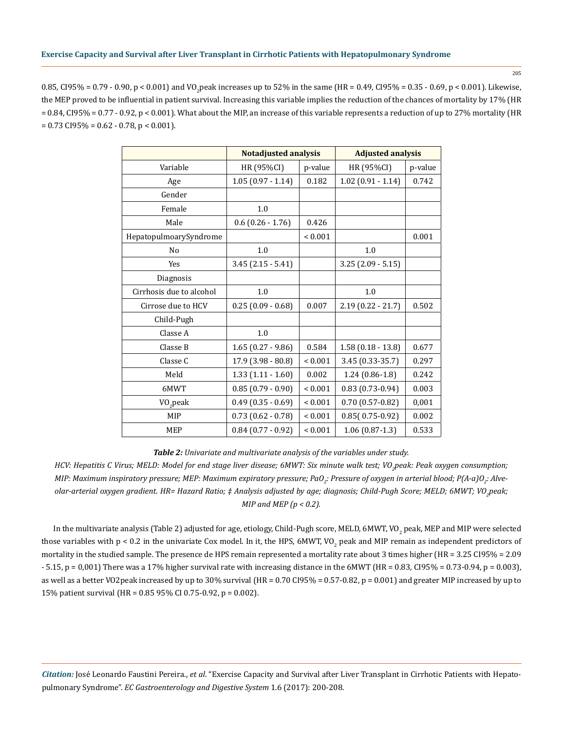0.85, CI95% = 0.79 - 0.90, p < 0.001) and $VO_2$peak increases up to 52% in the same (HR = 0.49, CI95% = 0.35 - 0.69, p < 0.001). Likewise, the MEP proved to be influential in patient survival. Increasing this variable implies the reduction of the chances of mortality by 17% (HR = 0.84, CI95% = 0.77 - 0.92, p < 0.001). What about the MIP, an increase of this variable represents a reduction of up to 27% mortality (HR = 0.73 CI95% = 0.62 - 0.78, p < 0.001).

| | Notadjusted analysis | | Adjusted analysis | |
|---|---|---|---|---|
| Variable | HR (95%CI) | p-value | HR (95%CI) | p-value |
| Age | 1.05 (0.97 - 1.14) | 0.182 | 1.02 (0.91 - 1.14) | 0.742 |
| Gender | | | | |
| Female | 1.0 | | | |
| Male | 0.6 (0.26 - 1.76) | 0.426 | | |
| HepatopulmoarySyndrome | | < 0.001 | | 0.001 |
| No | 1.0 | | 1.0 | |
| Yes | 3.45 (2.15 - 5.41) | | 3.25 (2.09 - 5.15) | |
| Diagnosis | | | | |
| Cirrhosis due to alcohol | 1.0 | | 1.0 | |
| Cirrose due to HCV | 0.25 (0.09 - 0.68) | 0.007 | 2.19 (0.22 - 21.7) | 0.502 |
| Child-Pugh | | | | |
| Classe A | 1.0 | | | |
| Classe B | 1.65 (0.27 - 9.86) | 0.584 | 1.58 (0.18 - 13.8) | 0.677 |
| Classe C | 17.9 (3.98 - 80.8) | < 0.001 | 3.45 (0.33-35.7) | 0.297 |
| Meld | 1.33 (1.11 - 1.60) | 0.002 | 1.24 (0.86-1.8) | 0.242 |
| 6MWT | 0.85 (0.79 - 0.90) | < 0.001 | 0.83 (0.73-0.94) | 0.003 |
| $VO_2$peak | 0.49 (0.35 - 0.69) | < 0.001 | 0.70 (0.57-0.82) | 0,001 |
| MIP | 0.73 (0.62 - 0.78) | < 0.001 | 0.85( 0.75-0.92) | 0.002 |
| MEP | 0.84 (0.77 - 0.92) | < 0.001 | 1.06 (0.87-1.3) | 0.533 |

***Table 2:*** *Univariate and multivariate analysis of the variables under study.*

*HCV: Hepatitis C Virus; MELD: Model for end stage liver disease; 6MWT: Six minute walk test; $VO_2$peak: Peak oxygen consumption; MIP: Maximum inspiratory pressure; MEP: Maximum expiratory pressure; $PaO_2$: Pressure of oxygen in arterial blood; $P(A-a)O_2$: Alveolar-arterial oxygen gradient. HR= Hazard Ratio; ‡ Analysis adjusted by age; diagnosis; Child-Pugh Score; MELD; 6MWT; $VO_2$peak; MIP and MEP (p < 0.2).*

In the multivariate analysis (Table 2) adjusted for age, etiology, Child-Pugh score, MELD, 6MWT, $VO_2$ peak, MEP and MIP were selected those variables with p < 0.2 in the univariate Cox model. In it, the HPS, 6MWT, $VO_2$ peak and MIP remain as independent predictors of mortality in the studied sample. The presence de HPS remain represented a mortality rate about 3 times higher (HR = 3.25 CI95% = 2.09 - 5.15, p = 0,001) There was a 17% higher survival rate with increasing distance in the 6MWT (HR = 0.83, CI95% = 0.73-0.94, p = 0.003), as well as a better VO2peak increased by up to 30% survival (HR = 0.70 CI95% = 0.57-0.82, p = 0.001) and greater MIP increased by up to 15% patient survival (HR = 0.85 95% CI 0.75-0.92, p = 0.002).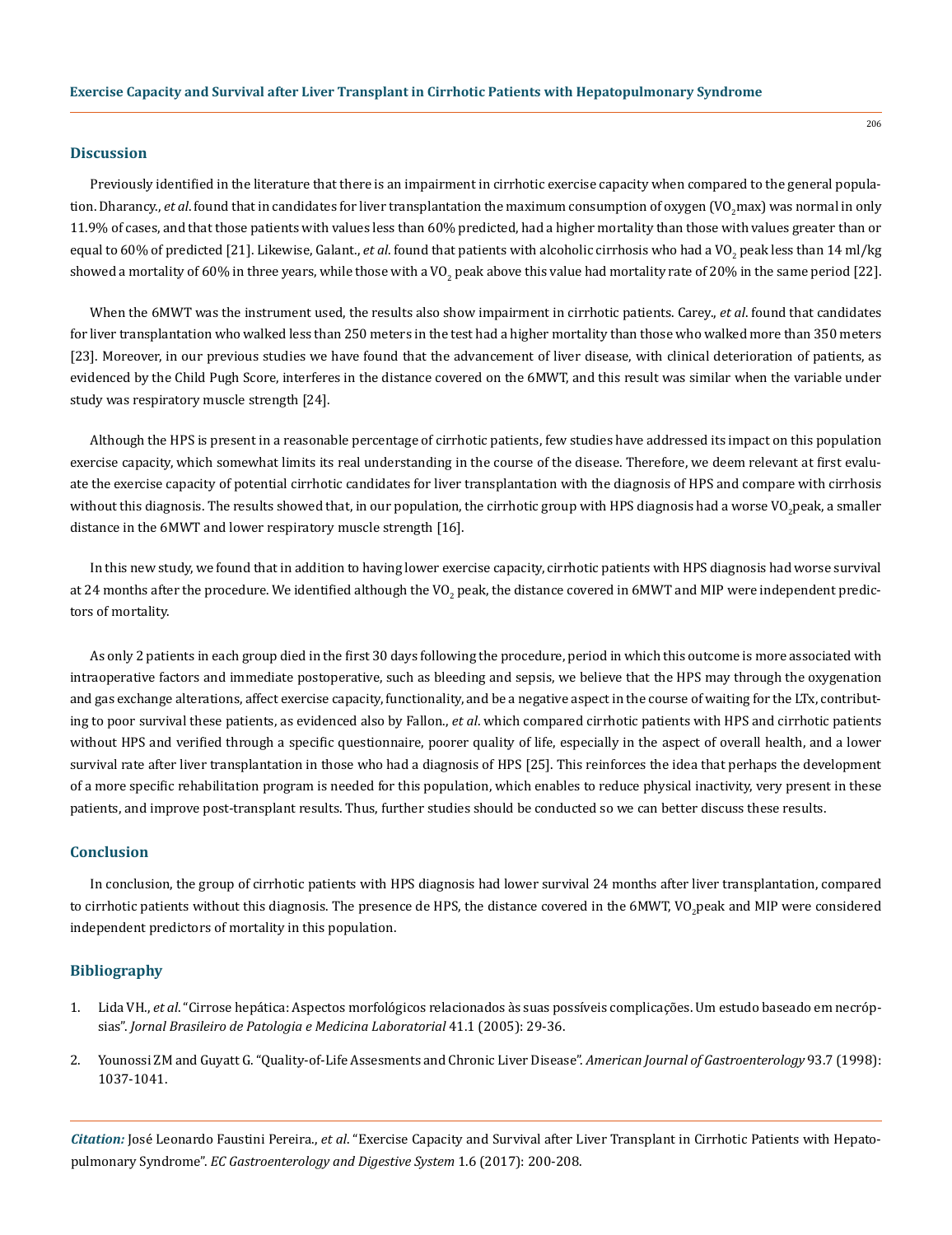## Discussion

Previously identified in the literature that there is an impairment in cirrhotic exercise capacity when compared to the general population. Dharancy., *et al*. found that in candidates for liver transplantation the maximum consumption of oxygen ($VO_2max$) was normal in only 11.9% of cases, and that those patients with values less than 60% predicted, had a higher mortality than those with values greater than or equal to 60% of predicted [21]. Likewise, Galant., *et al*. found that patients with alcoholic cirrhosis who had a $VO_2$ peak less than 14 ml/kg showed a mortality of 60% in three years, while those with a $VO_2$ peak above this value had mortality rate of 20% in the same period [22].

When the 6MWT was the instrument used, the results also show impairment in cirrhotic patients. Carey., *et al*. found that candidates for liver transplantation who walked less than 250 meters in the test had a higher mortality than those who walked more than 350 meters [23]. Moreover, in our previous studies we have found that the advancement of liver disease, with clinical deterioration of patients, as evidenced by the Child Pugh Score, interferes in the distance covered on the 6MWT, and this result was similar when the variable under study was respiratory muscle strength [24].

Although the HPS is present in a reasonable percentage of cirrhotic patients, few studies have addressed its impact on this population exercise capacity, which somewhat limits its real understanding in the course of the disease. Therefore, we deem relevant at first evaluate the exercise capacity of potential cirrhotic candidates for liver transplantation with the diagnosis of HPS and compare with cirrhosis without this diagnosis. The results showed that, in our population, the cirrhotic group with HPS diagnosis had a worse $VO_2$peak, a smaller distance in the 6MWT and lower respiratory muscle strength [16].

In this new study, we found that in addition to having lower exercise capacity, cirrhotic patients with HPS diagnosis had worse survival at 24 months after the procedure. We identified although the $VO_2$ peak, the distance covered in 6MWT and MIP were independent predictors of mortality.

As only 2 patients in each group died in the first 30 days following the procedure, period in which this outcome is more associated with intraoperative factors and immediate postoperative, such as bleeding and sepsis, we believe that the HPS may through the oxygenation and gas exchange alterations, affect exercise capacity, functionality, and be a negative aspect in the course of waiting for the LTx, contributing to poor survival these patients, as evidenced also by Fallon., *et al*. which compared cirrhotic patients with HPS and cirrhotic patients without HPS and verified through a specific questionnaire, poorer quality of life, especially in the aspect of overall health, and a lower survival rate after liver transplantation in those who had a diagnosis of HPS [25]. This reinforces the idea that perhaps the development of a more specific rehabilitation program is needed for this population, which enables to reduce physical inactivity, very present in these patients, and improve post-transplant results. Thus, further studies should be conducted so we can better discuss these results.

## Conclusion

In conclusion, the group of cirrhotic patients with HPS diagnosis had lower survival 24 months after liver transplantation, compared to cirrhotic patients without this diagnosis. The presence de HPS, the distance covered in the 6MWT, $VO_2$peak and MIP were considered independent predictors of mortality in this population.

## Bibliography

1. Lida VH., *et al*. "Cirrose hepática: Aspectos morfológicos relacionados às suas possíveis complicações. Um estudo baseado em necrópsias". *Jornal Brasileiro de Patologia e Medicina Laboratorial* 41.1 (2005): 29-36.
2. Younossi ZM and Guyatt G. "Quality-of-Life Assesments and Chronic Liver Disease". *American Journal of Gastroenterology* 93.7 (1998): 1037-1041.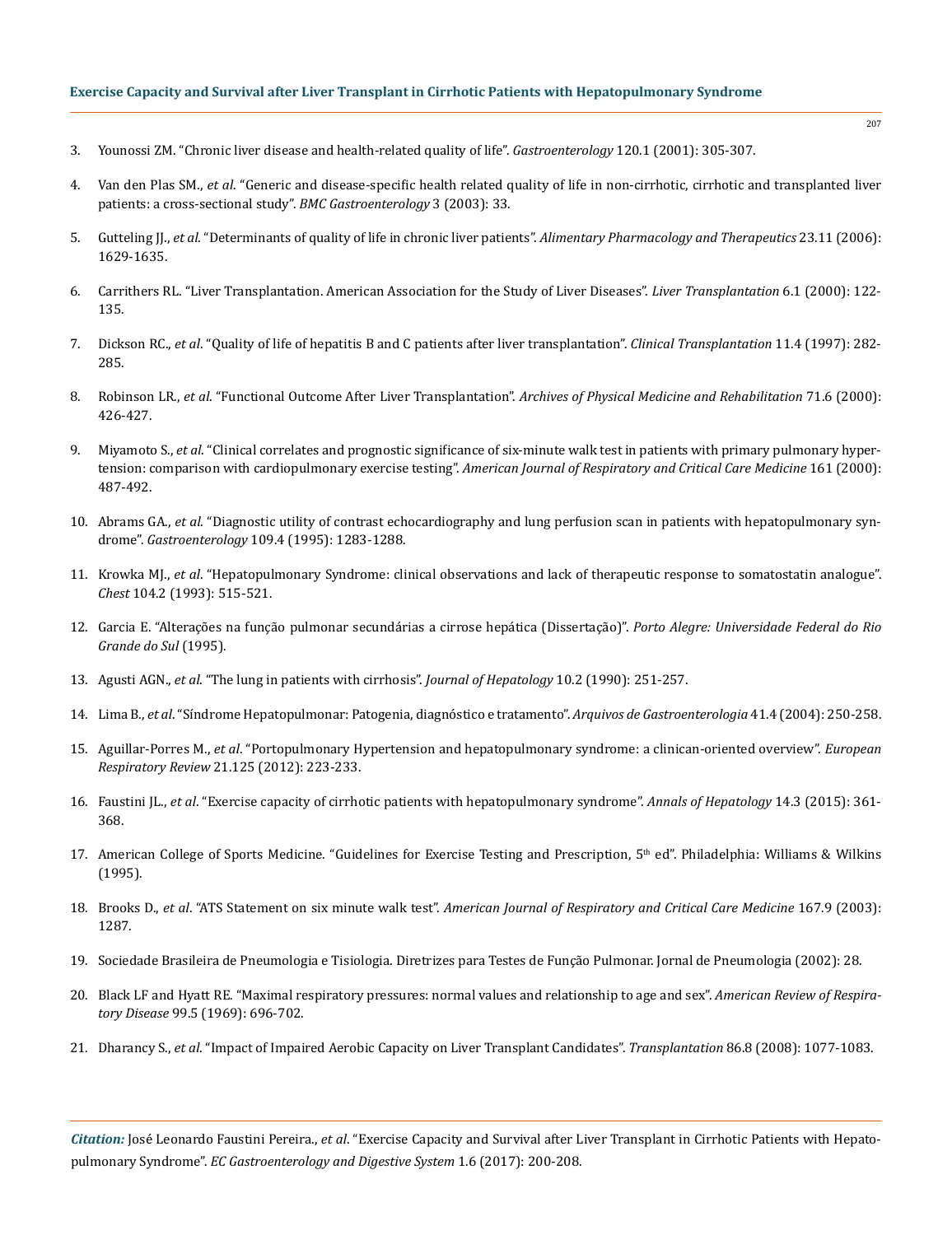3. Younossi ZM. "Chronic liver disease and health-related quality of life". *Gastroenterology* 120.1 (2001): 305-307.

4. Van den Plas SM., *et al*. "Generic and disease-specific health related quality of life in non-cirrhotic, cirrhotic and transplanted liver patients: a cross-sectional study". *BMC Gastroenterology* 3 (2003): 33.

5. Gutteling JJ., *et al*. "Determinants of quality of life in chronic liver patients". *Alimentary Pharmacology and Therapeutics* 23.11 (2006): 1629-1635.

6. Carrithers RL. "Liver Transplantation. American Association for the Study of Liver Diseases". *Liver Transplantation* 6.1 (2000): 122-135.

7. Dickson RC., *et al*. "Quality of life of hepatitis B and C patients after liver transplantation". *Clinical Transplantation* 11.4 (1997): 282-285.

8. Robinson LR., *et al*. "Functional Outcome After Liver Transplantation". *Archives of Physical Medicine and Rehabilitation* 71.6 (2000): 426-427.

9. Miyamoto S., *et al*. "Clinical correlates and prognostic significance of six-minute walk test in patients with primary pulmonary hypertension: comparison with cardiopulmonary exercise testing". *American Journal of Respiratory and Critical Care Medicine* 161 (2000): 487-492.

10. Abrams GA., *et al*. "Diagnostic utility of contrast echocardiography and lung perfusion scan in patients with hepatopulmonary syndrome". *Gastroenterology* 109.4 (1995): 1283-1288.

11. Krowka MJ., *et al*. "Hepatopulmonary Syndrome: clinical observations and lack of therapeutic response to somatostatin analogue". *Chest* 104.2 (1993): 515-521.

12. Garcia E. "Alterações na função pulmonar secundárias a cirrose hepática (Dissertação)". *Porto Alegre: Universidade Federal do Rio Grande do Sul* (1995).

13. Agusti AGN., *et al*. "The lung in patients with cirrhosis". *Journal of Hepatology* 10.2 (1990): 251-257.

14. Lima B., *et al*. "Síndrome Hepatopulmonar: Patogenia, diagnóstico e tratamento". *Arquivos de Gastroenterologia* 41.4 (2004): 250-258.

15. Aguillar-Porres M., *et al*. "Portopulmonary Hypertension and hepatopulmonary syndrome: a clinican-oriented overview". *European Respiratory Review* 21.125 (2012): 223-233.

16. Faustini JL., *et al*. "Exercise capacity of cirrhotic patients with hepatopulmonary syndrome". *Annals of Hepatology* 14.3 (2015): 361-368.

17. American College of Sports Medicine. "Guidelines for Exercise Testing and Prescription, 5th ed". Philadelphia: Williams & Wilkins (1995).

18. Brooks D., *et al*. "ATS Statement on six minute walk test". *American Journal of Respiratory and Critical Care Medicine* 167.9 (2003): 1287.

19. Sociedade Brasileira de Pneumologia e Tisiologia. Diretrizes para Testes de Função Pulmonar. Jornal de Pneumologia (2002): 28.

20. Black LF and Hyatt RE. "Maximal respiratory pressures: normal values and relationship to age and sex". *American Review of Respiratory Disease* 99.5 (1969): 696-702.

21. Dharancy S., *et al*. "Impact of Impaired Aerobic Capacity on Liver Transplant Candidates". *Transplantation* 86.8 (2008): 1077-1083.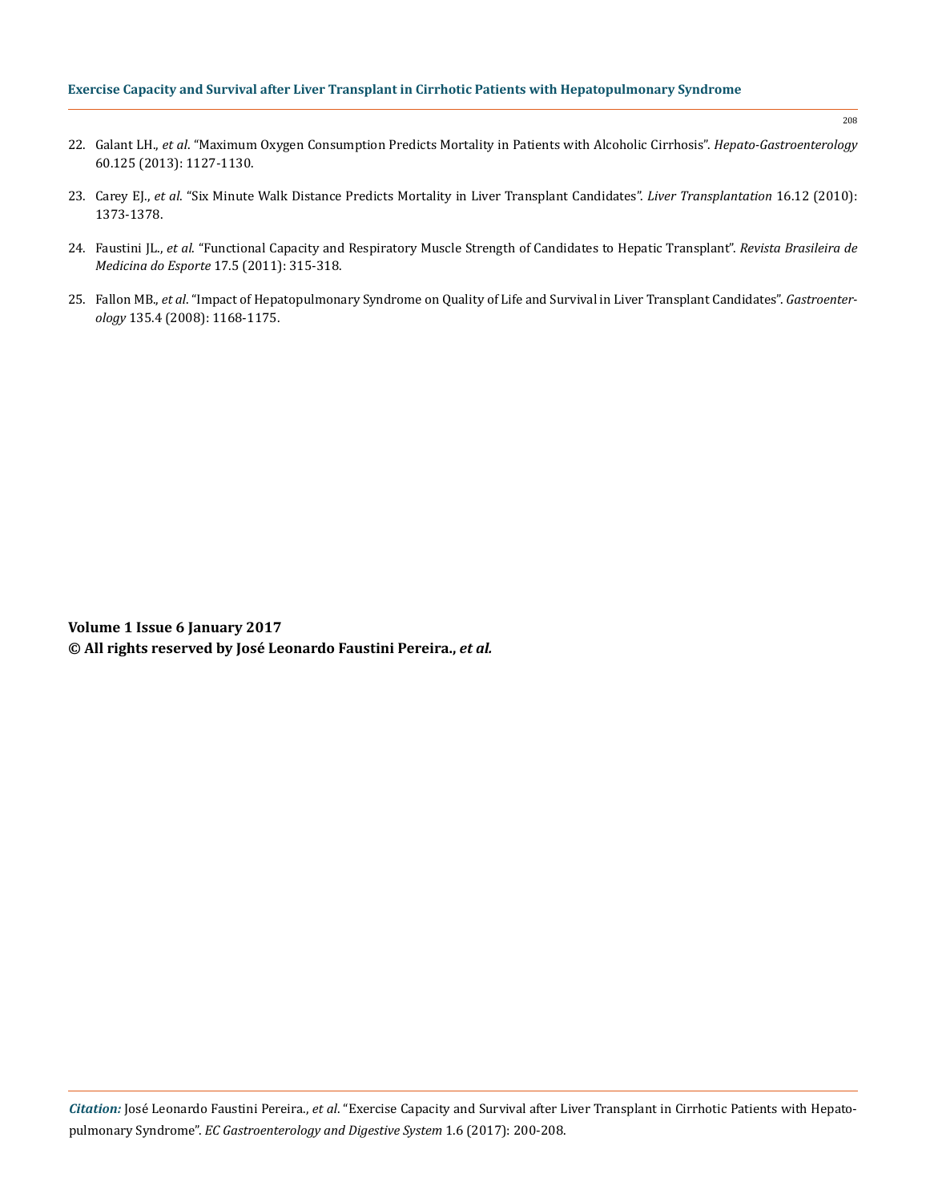22. Galant LH., *et al*. "Maximum Oxygen Consumption Predicts Mortality in Patients with Alcoholic Cirrhosis". *Hepato-Gastroenterology* 60.125 (2013): 1127-1130.

23. Carey EJ., *et al*. "Six Minute Walk Distance Predicts Mortality in Liver Transplant Candidates". *Liver Transplantation* 16.12 (2010): 1373-1378.

24. Faustini JL., *et al*. "Functional Capacity and Respiratory Muscle Strength of Candidates to Hepatic Transplant". *Revista Brasileira de Medicina do Esporte* 17.5 (2011): 315-318.

25. Fallon MB., *et al*. "Impact of Hepatopulmonary Syndrome on Quality of Life and Survival in Liver Transplant Candidates". *Gastroenterology* 135.4 (2008): 1168-1175.

**Volume 1 Issue 6 January 2017**
**© All rights reserved by José Leonardo Faustini Pereira., *et al.***